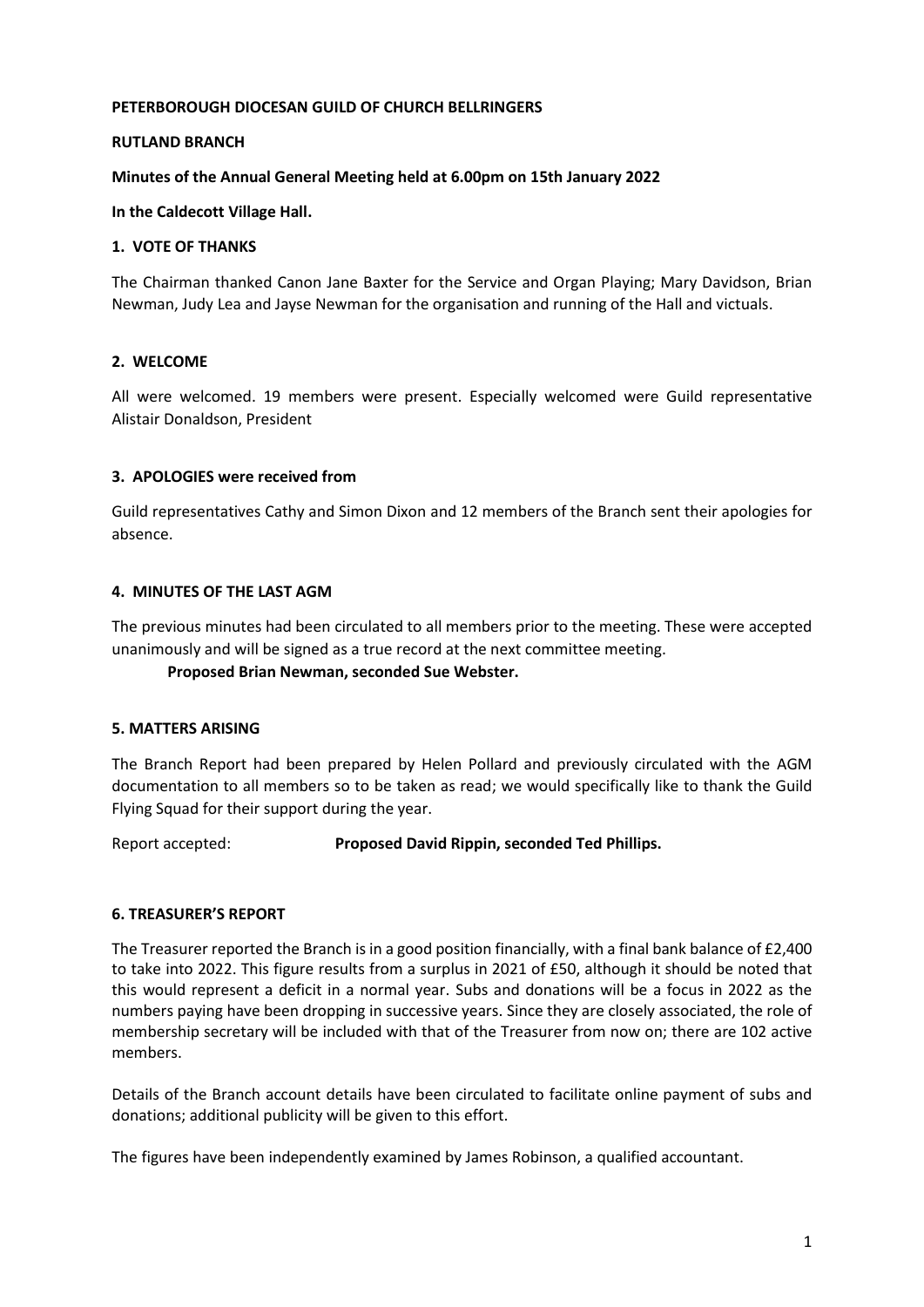**PETERBOROUGH DIOCESAN GUILD OF CHURCH BELLRINGERS**

**RUTLAND BRANCH**

**Minutes of the Annual General Meeting held at 6.00pm on 15th January 2022**

**In the Caldecott Village Hall.**

## 1. VOTE OF THANKS

The Chairman thanked Canon Jane Baxter for the Service and Organ Playing; Mary Davidson, Brian Newman, Judy Lea and Jayse Newman for the organisation and running of the Hall and victuals.

## 2. WELCOME

All were welcomed. 19 members were present. Especially welcomed were Guild representative Alistair Donaldson, President

## 3. APOLOGIES were received from

Guild representatives Cathy and Simon Dixon and 12 members of the Branch sent their apologies for absence.

## 4. MINUTES OF THE LAST AGM

The previous minutes had been circulated to all members prior to the meeting. These were accepted unanimously and will be signed as a true record at the next committee meeting.

**Proposed Brian Newman, seconded Sue Webster.**

## 5. MATTERS ARISING

The Branch Report had been prepared by Helen Pollard and previously circulated with the AGM documentation to all members so to be taken as read; we would specifically like to thank the Guild Flying Squad for their support during the year.

Report accepted: **Proposed David Rippin, seconded Ted Phillips.**

## 6. TREASURER'S REPORT

The Treasurer reported the Branch is in a good position financially, with a final bank balance of £2,400 to take into 2022. This figure results from a surplus in 2021 of £50, although it should be noted that this would represent a deficit in a normal year. Subs and donations will be a focus in 2022 as the numbers paying have been dropping in successive years. Since they are closely associated, the role of membership secretary will be included with that of the Treasurer from now on; there are 102 active members.

Details of the Branch account details have been circulated to facilitate online payment of subs and donations; additional publicity will be given to this effort.

The figures have been independently examined by James Robinson, a qualified accountant.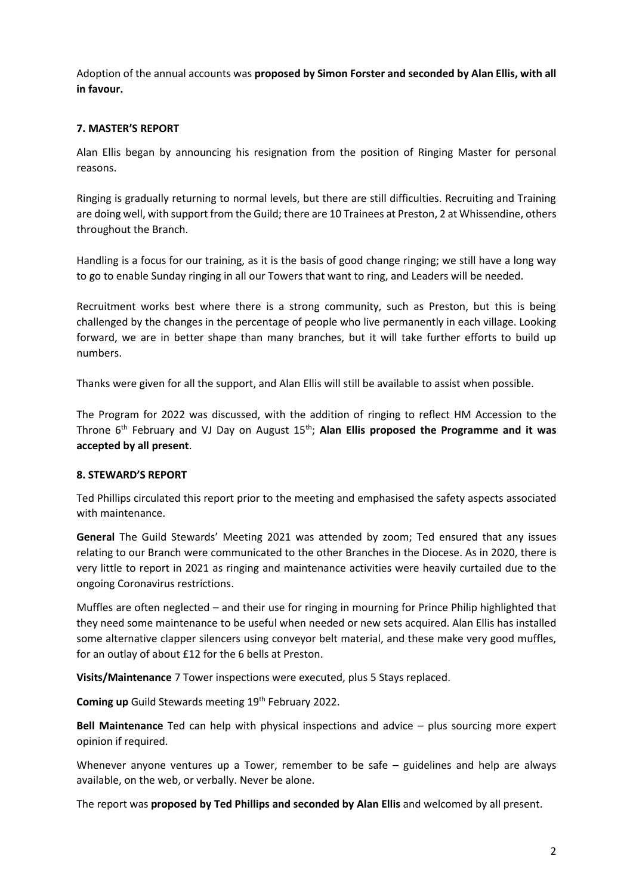Adoption of the annual accounts was **proposed by Simon Forster and seconded by Alan Ellis, with all in favour.**

## 7. MASTER'S REPORT

Alan Ellis began by announcing his resignation from the position of Ringing Master for personal reasons.

Ringing is gradually returning to normal levels, but there are still difficulties. Recruiting and Training are doing well, with support from the Guild; there are 10 Trainees at Preston, 2 at Whissendine, others throughout the Branch.

Handling is a focus for our training, as it is the basis of good change ringing; we still have a long way to go to enable Sunday ringing in all our Towers that want to ring, and Leaders will be needed.

Recruitment works best where there is a strong community, such as Preston, but this is being challenged by the changes in the percentage of people who live permanently in each village. Looking forward, we are in better shape than many branches, but it will take further efforts to build up numbers.

Thanks were given for all the support, and Alan Ellis will still be available to assist when possible.

The Program for 2022 was discussed, with the addition of ringing to reflect HM Accession to the Throne 6th February and VJ Day on August 15th; **Alan Ellis proposed the Programme and it was accepted by all present**.

## 8. STEWARD'S REPORT

Ted Phillips circulated this report prior to the meeting and emphasised the safety aspects associated with maintenance.

**General** The Guild Stewards' Meeting 2021 was attended by zoom; Ted ensured that any issues relating to our Branch were communicated to the other Branches in the Diocese. As in 2020, there is very little to report in 2021 as ringing and maintenance activities were heavily curtailed due to the ongoing Coronavirus restrictions.

Muffles are often neglected – and their use for ringing in mourning for Prince Philip highlighted that they need some maintenance to be useful when needed or new sets acquired. Alan Ellis has installed some alternative clapper silencers using conveyor belt material, and these make very good muffles, for an outlay of about £12 for the 6 bells at Preston.

**Visits/Maintenance** 7 Tower inspections were executed, plus 5 Stays replaced.

**Coming up** Guild Stewards meeting 19th February 2022.

**Bell Maintenance** Ted can help with physical inspections and advice – plus sourcing more expert opinion if required.

Whenever anyone ventures up a Tower, remember to be safe – guidelines and help are always available, on the web, or verbally. Never be alone.

The report was **proposed by Ted Phillips and seconded by Alan Ellis** and welcomed by all present.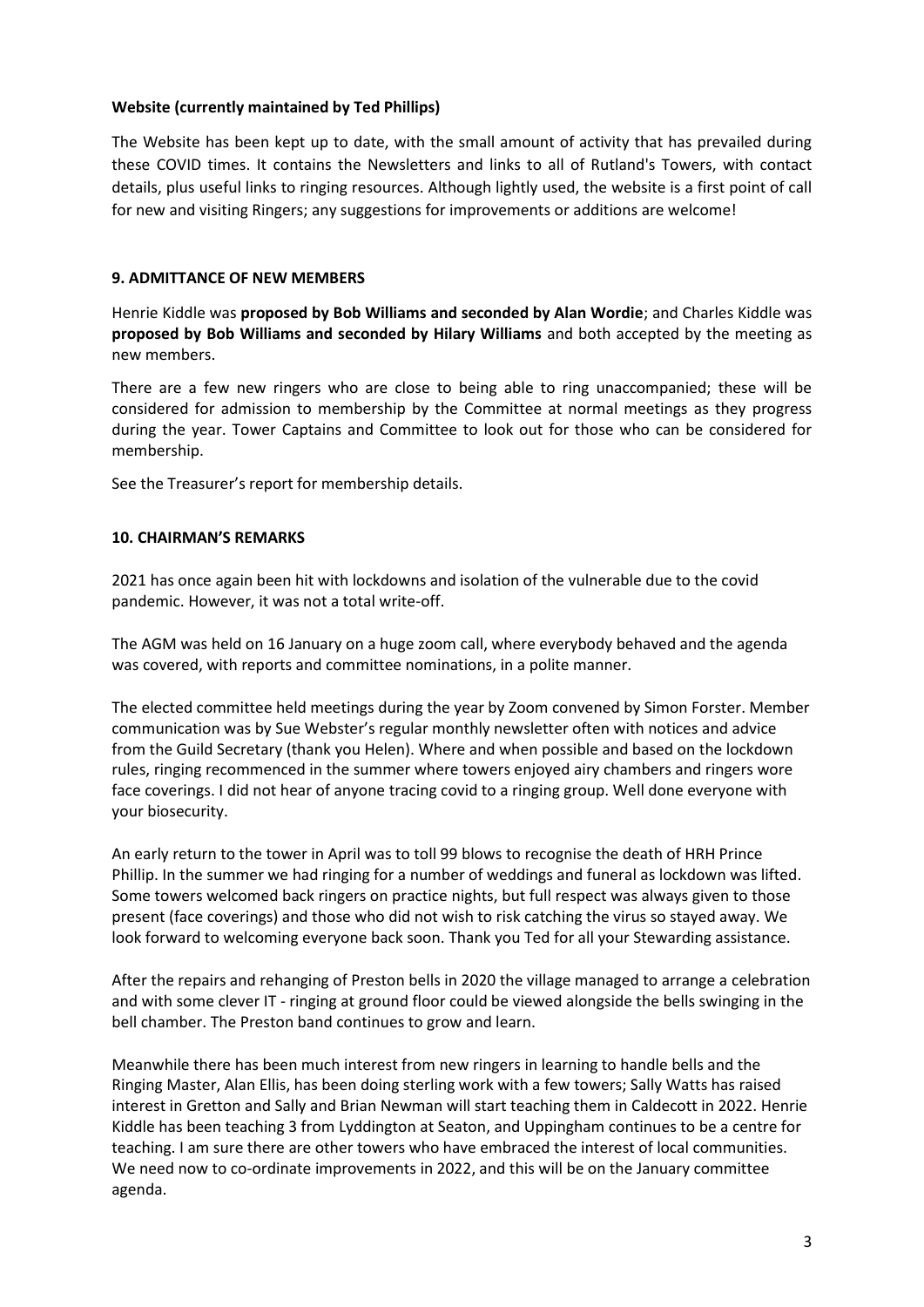**Website (currently maintained by Ted Phillips)**

The Website has been kept up to date, with the small amount of activity that has prevailed during these COVID times. It contains the Newsletters and links to all of Rutland's Towers, with contact details, plus useful links to ringing resources. Although lightly used, the website is a first point of call for new and visiting Ringers; any suggestions for improvements or additions are welcome!

## 9. ADMITTANCE OF NEW MEMBERS

Henrie Kiddle was **proposed by Bob Williams and seconded by Alan Wordie**; and Charles Kiddle was **proposed by Bob Williams and seconded by Hilary Williams** and both accepted by the meeting as new members.

There are a few new ringers who are close to being able to ring unaccompanied; these will be considered for admission to membership by the Committee at normal meetings as they progress during the year. Tower Captains and Committee to look out for those who can be considered for membership.

See the Treasurer's report for membership details.

## 10. CHAIRMAN'S REMARKS

2021 has once again been hit with lockdowns and isolation of the vulnerable due to the covid pandemic. However, it was not a total write-off.

The AGM was held on 16 January on a huge zoom call, where everybody behaved and the agenda was covered, with reports and committee nominations, in a polite manner.

The elected committee held meetings during the year by Zoom convened by Simon Forster. Member communication was by Sue Webster's regular monthly newsletter often with notices and advice from the Guild Secretary (thank you Helen). Where and when possible and based on the lockdown rules, ringing recommenced in the summer where towers enjoyed airy chambers and ringers wore face coverings. I did not hear of anyone tracing covid to a ringing group. Well done everyone with your biosecurity.

An early return to the tower in April was to toll 99 blows to recognise the death of HRH Prince Phillip. In the summer we had ringing for a number of weddings and funeral as lockdown was lifted. Some towers welcomed back ringers on practice nights, but full respect was always given to those present (face coverings) and those who did not wish to risk catching the virus so stayed away. We look forward to welcoming everyone back soon. Thank you Ted for all your Stewarding assistance.

After the repairs and rehanging of Preston bells in 2020 the village managed to arrange a celebration and with some clever IT - ringing at ground floor could be viewed alongside the bells swinging in the bell chamber. The Preston band continues to grow and learn.

Meanwhile there has been much interest from new ringers in learning to handle bells and the Ringing Master, Alan Ellis, has been doing sterling work with a few towers; Sally Watts has raised interest in Gretton and Sally and Brian Newman will start teaching them in Caldecott in 2022. Henrie Kiddle has been teaching 3 from Lyddington at Seaton, and Uppingham continues to be a centre for teaching. I am sure there are other towers who have embraced the interest of local communities. We need now to co-ordinate improvements in 2022, and this will be on the January committee agenda.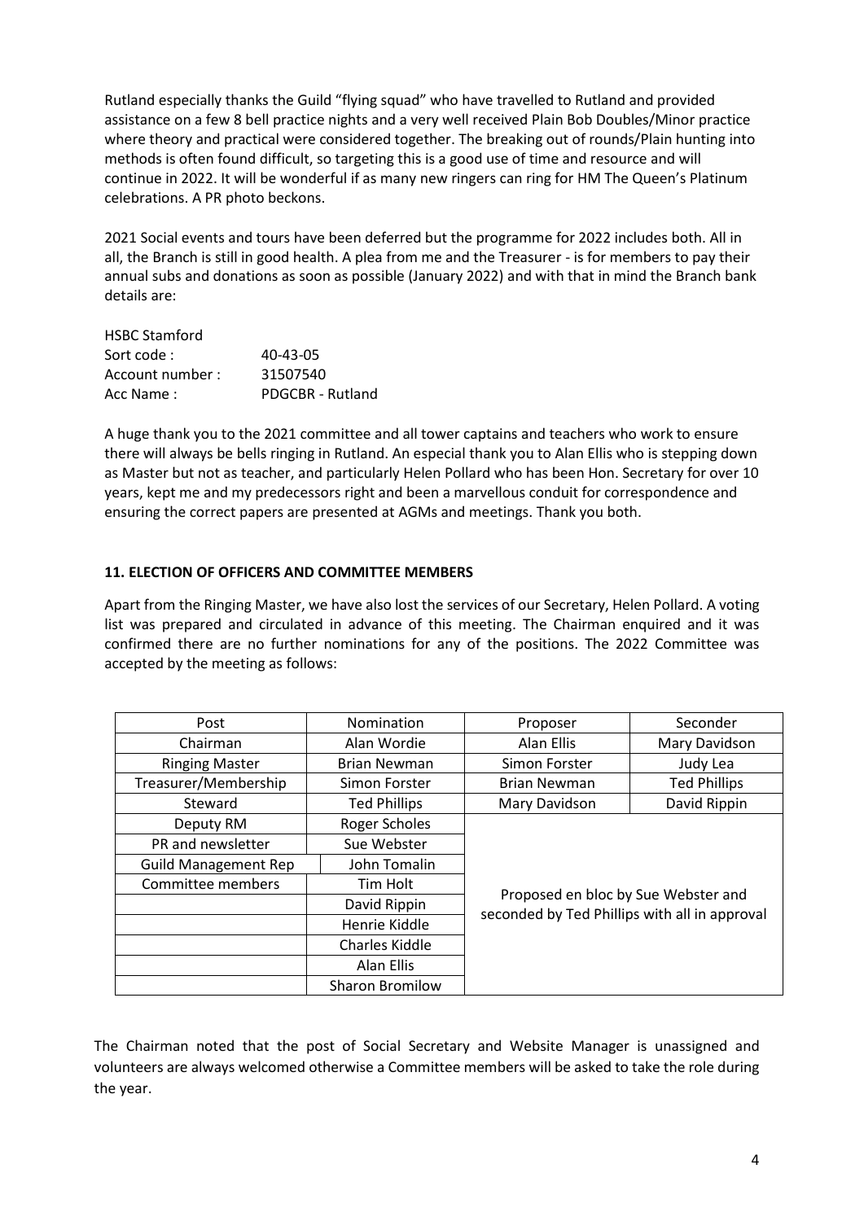Rutland especially thanks the Guild "flying squad" who have travelled to Rutland and provided assistance on a few 8 bell practice nights and a very well received Plain Bob Doubles/Minor practice where theory and practical were considered together. The breaking out of rounds/Plain hunting into methods is often found difficult, so targeting this is a good use of time and resource and will continue in 2022. It will be wonderful if as many new ringers can ring for HM The Queen's Platinum celebrations. A PR photo beckons.

2021 Social events and tours have been deferred but the programme for 2022 includes both. All in all, the Branch is still in good health. A plea from me and the Treasurer - is for members to pay their annual subs and donations as soon as possible (January 2022) and with that in mind the Branch bank details are:

| | |
|---|---|
| HSBC Stamford | |
| Sort code : | 40-43-05 |
| Account number : | 31507540 |
| Acc Name : | PDGCBR - Rutland |

A huge thank you to the 2021 committee and all tower captains and teachers who work to ensure there will always be bells ringing in Rutland. An especial thank you to Alan Ellis who is stepping down as Master but not as teacher, and particularly Helen Pollard who has been Hon. Secretary for over 10 years, kept me and my predecessors right and been a marvellous conduit for correspondence and ensuring the correct papers are presented at AGMs and meetings. Thank you both.

**11. ELECTION OF OFFICERS AND COMMITTEE MEMBERS**

Apart from the Ringing Master, we have also lost the services of our Secretary, Helen Pollard. A voting list was prepared and circulated in advance of this meeting. The Chairman enquired and it was confirmed there are no further nominations for any of the positions. The 2022 Committee was accepted by the meeting as follows:

| Post | Nomination | Proposer | Seconder |
|---|---|---|---|
| Chairman | Alan Wordie | Alan Ellis | Mary Davidson |
| Ringing Master | Brian Newman | Simon Forster | Judy Lea |
| Treasurer/Membership | Simon Forster | Brian Newman | Ted Phillips |
| Steward | Ted Phillips | Mary Davidson | David Rippin |
| Deputy RM | Roger Scholes | Proposed en bloc by Sue Webster and seconded by Ted Phillips with all in approval | |
| PR and newsletter | Sue Webster | | |
| Guild Management Rep | John Tomalin | | |
| Committee members | Tim Holt | | |
| | David Rippin | | |
| | Henrie Kiddle | | |
| | Charles Kiddle | | |
| | Alan Ellis | | |
| | Sharon Bromilow | | |

The Chairman noted that the post of Social Secretary and Website Manager is unassigned and volunteers are always welcomed otherwise a Committee members will be asked to take the role during the year.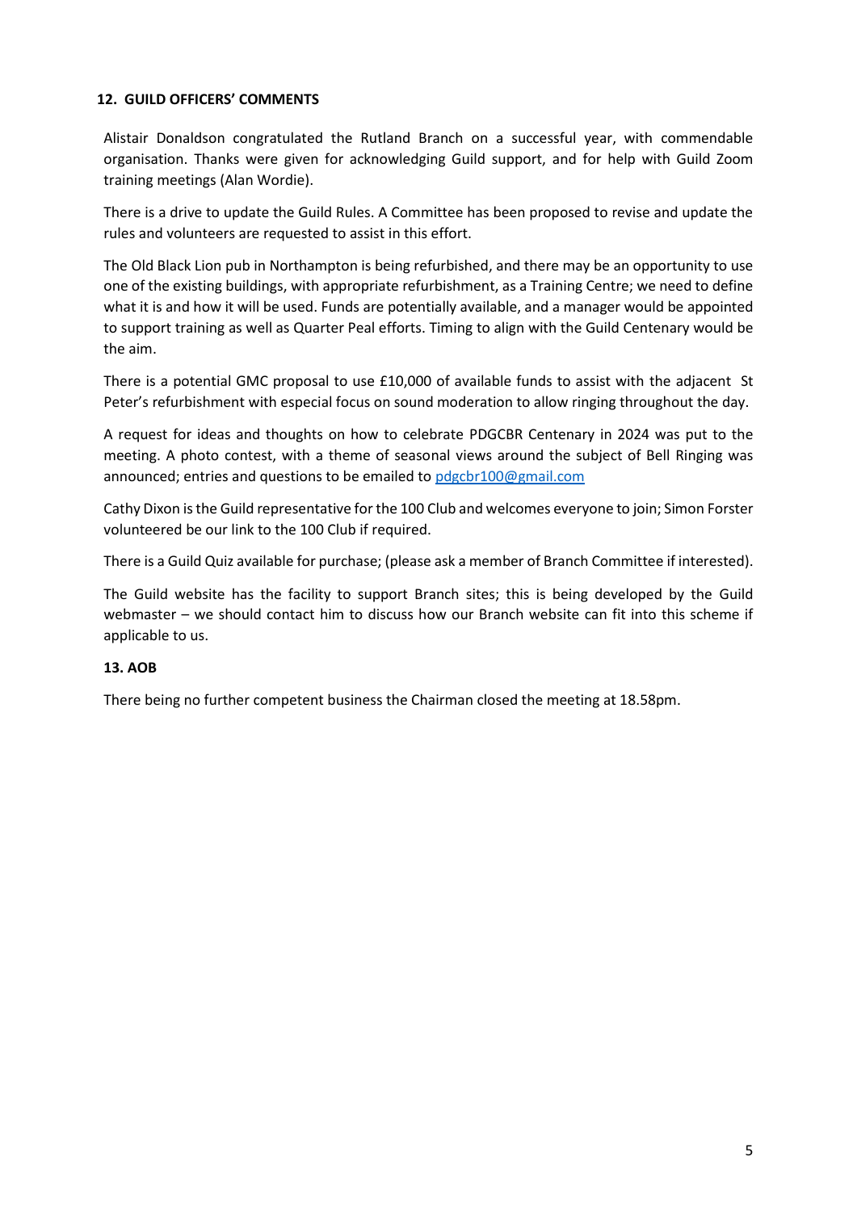**12. GUILD OFFICERS' COMMENTS**

Alistair Donaldson congratulated the Rutland Branch on a successful year, with commendable organisation. Thanks were given for acknowledging Guild support, and for help with Guild Zoom training meetings (Alan Wordie).

There is a drive to update the Guild Rules. A Committee has been proposed to revise and update the rules and volunteers are requested to assist in this effort.

The Old Black Lion pub in Northampton is being refurbished, and there may be an opportunity to use one of the existing buildings, with appropriate refurbishment, as a Training Centre; we need to define what it is and how it will be used. Funds are potentially available, and a manager would be appointed to support training as well as Quarter Peal efforts. Timing to align with the Guild Centenary would be the aim.

There is a potential GMC proposal to use £10,000 of available funds to assist with the adjacent St Peter's refurbishment with especial focus on sound moderation to allow ringing throughout the day.

A request for ideas and thoughts on how to celebrate PDGCBR Centenary in 2024 was put to the meeting. A photo contest, with a theme of seasonal views around the subject of Bell Ringing was announced; entries and questions to be emailed to pdgcbr100@gmail.com

Cathy Dixon is the Guild representative for the 100 Club and welcomes everyone to join; Simon Forster volunteered be our link to the 100 Club if required.

There is a Guild Quiz available for purchase; (please ask a member of Branch Committee if interested).

The Guild website has the facility to support Branch sites; this is being developed by the Guild webmaster – we should contact him to discuss how our Branch website can fit into this scheme if applicable to us.

**13. AOB**

There being no further competent business the Chairman closed the meeting at 18.58pm.